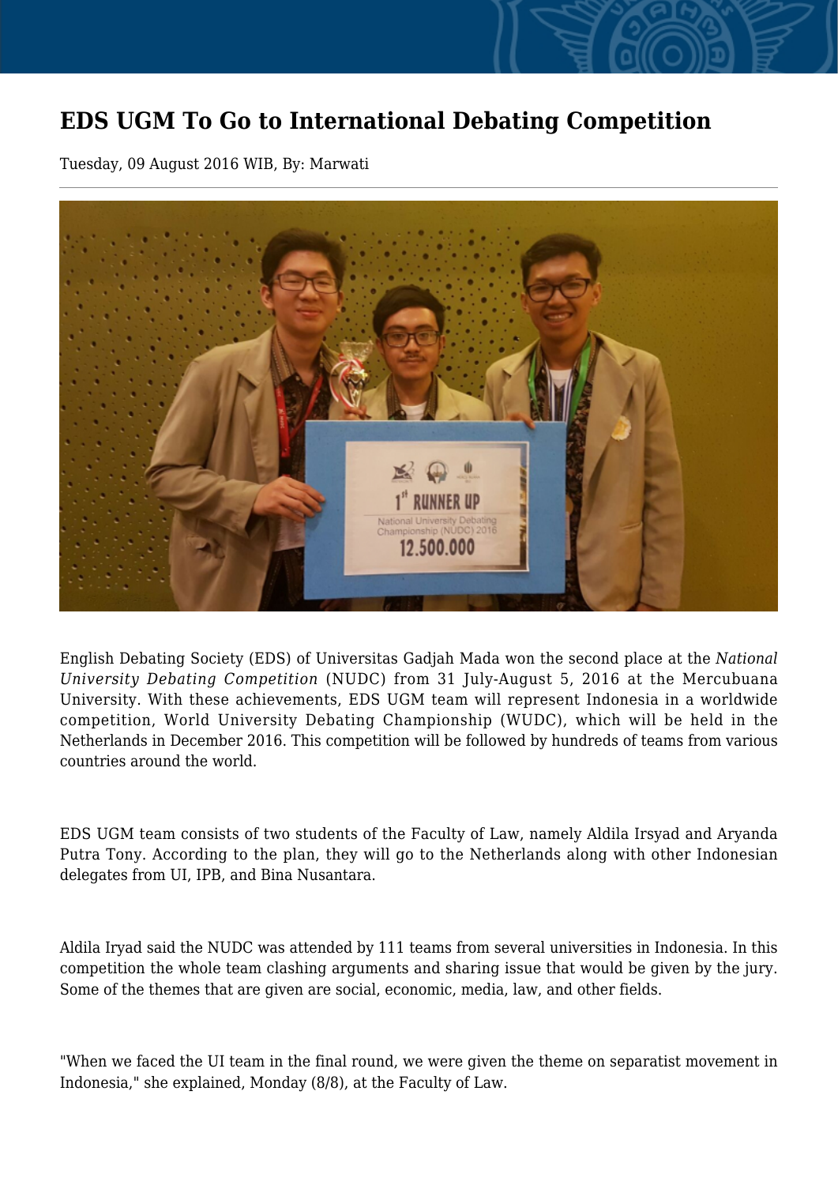# EDS UGM To Go to International Debating Competition

Tuesday, 09 August 2016 WIB, By: Marwati

English Debating Society (EDS) of Universitas Gadjah Mada won the second place at the *National University Debating Competition* (NUDC) from 31 July-August 5, 2016 at the Mercubuana University. With these achievements, EDS UGM team will represent Indonesia in a worldwide competition, World University Debating Championship (WUDC), which will be held in the Netherlands in December 2016. This competition will be followed by hundreds of teams from various countries around the world.

EDS UGM team consists of two students of the Faculty of Law, namely Aldila Irsyad and Aryanda Putra Tony. According to the plan, they will go to the Netherlands along with other Indonesian delegates from UI, IPB, and Bina Nusantara.

Aldila Iryad said the NUDC was attended by 111 teams from several universities in Indonesia. In this competition the whole team clashing arguments and sharing issue that would be given by the jury. Some of the themes that are given are social, economic, media, law, and other fields.

"When we faced the UI team in the final round, we were given the theme on separatist movement in Indonesia," she explained, Monday (8/8), at the Faculty of Law.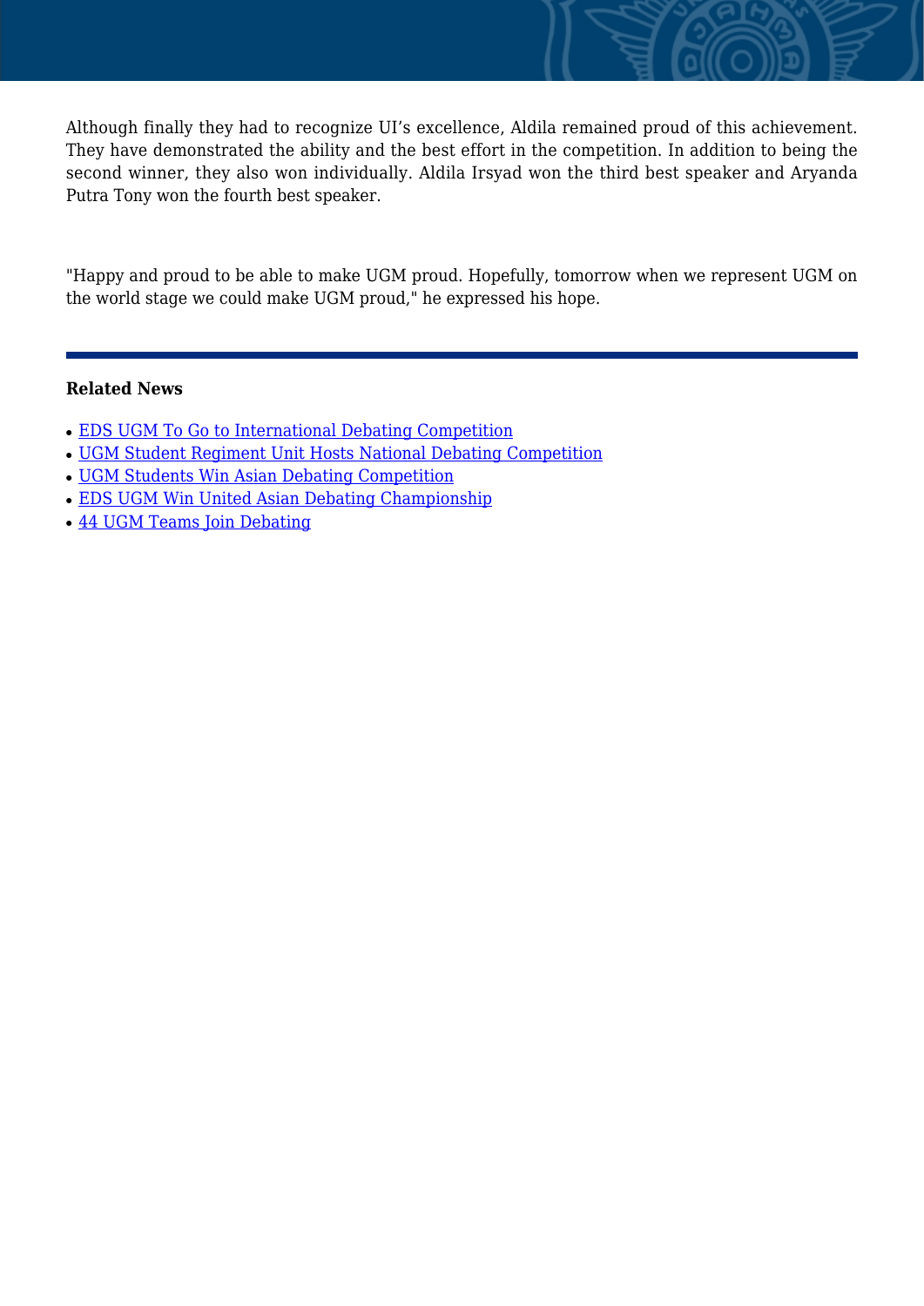Although finally they had to recognize UI's excellence, Aldila remained proud of this achievement. They have demonstrated the ability and the best effort in the competition. In addition to being the second winner, they also won individually. Aldila Irsyad won the third best speaker and Aryanda Putra Tony won the fourth best speaker.

"Happy and proud to be able to make UGM proud. Hopefully, tomorrow when we represent UGM on the world stage we could make UGM proud," he expressed his hope.

---

**Related News**

- EDS UGM To Go to International Debating Competition
- UGM Student Regiment Unit Hosts National Debating Competition
- UGM Students Win Asian Debating Competition
- EDS UGM Win United Asian Debating Championship
- 44 UGM Teams Join Debating